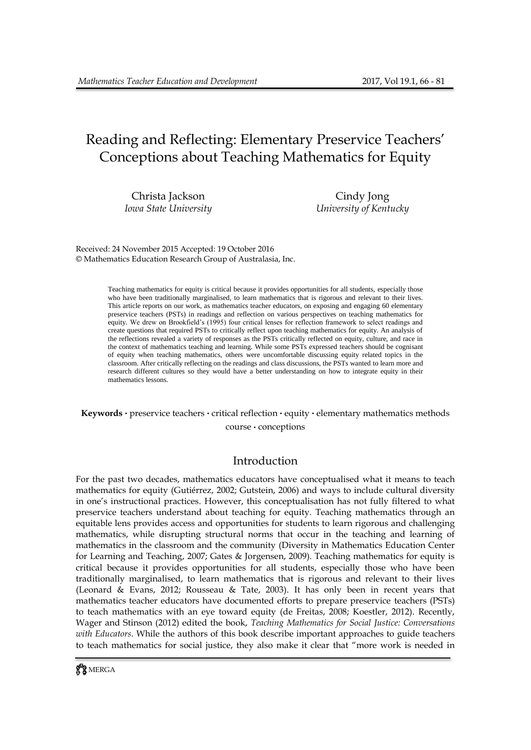# Reading and Reflecting: Elementary Preservice Teachers' Conceptions about Teaching Mathematics for Equity

Christa Jackson
*Iowa State University*

Cindy Jong
*University of Kentucky*

Received: 24 November 2015 Accepted: 19 October 2016
© Mathematics Education Research Group of Australasia, Inc.

Teaching mathematics for equity is critical because it provides opportunities for all students, especially those who have been traditionally marginalised, to learn mathematics that is rigorous and relevant to their lives. This article reports on our work, as mathematics teacher educators, on exposing and engaging 60 elementary preservice teachers (PSTs) in readings and reflection on various perspectives on teaching mathematics for equity. We drew on Brookfield's (1995) four critical lenses for reflection framework to select readings and create questions that required PSTs to critically reflect upon teaching mathematics for equity. An analysis of the reflections revealed a variety of responses as the PSTs critically reflected on equity, culture, and race in the context of mathematics teaching and learning. While some PSTs expressed teachers should be cognisant of equity when teaching mathematics, others were uncomfortable discussing equity related topics in the classroom. After critically reflecting on the readings and class discussions, the PSTs wanted to learn more and research different cultures so they would have a better understanding on how to integrate equity in their mathematics lessons.

**Keywords** · preservice teachers · critical reflection · equity · elementary mathematics methods course · conceptions

## Introduction

For the past two decades, mathematics educators have conceptualised what it means to teach mathematics for equity (Gutiérrez, 2002; Gutstein, 2006) and ways to include cultural diversity in one's instructional practices. However, this conceptualisation has not fully filtered to what preservice teachers understand about teaching for equity. Teaching mathematics through an equitable lens provides access and opportunities for students to learn rigorous and challenging mathematics, while disrupting structural norms that occur in the teaching and learning of mathematics in the classroom and the community (Diversity in Mathematics Education Center for Learning and Teaching, 2007; Gates & Jorgensen, 2009). Teaching mathematics for equity is critical because it provides opportunities for all students, especially those who have been traditionally marginalised, to learn mathematics that is rigorous and relevant to their lives (Leonard & Evans, 2012; Rousseau & Tate, 2003). It has only been in recent years that mathematics teacher educators have documented efforts to prepare preservice teachers (PSTs) to teach mathematics with an eye toward equity (de Freitas, 2008; Koestler, 2012). Recently, Wager and Stinson (2012) edited the book, *Teaching Mathematics for Social Justice: Conversations with Educators*. While the authors of this book describe important approaches to guide teachers to teach mathematics for social justice, they also make it clear that "more work is needed in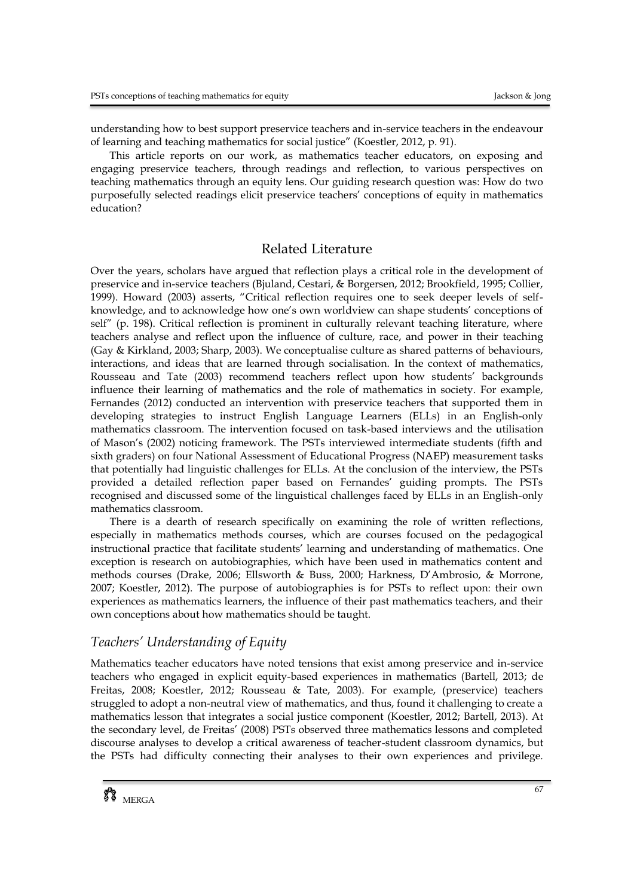understanding how to best support preservice teachers and in-service teachers in the endeavour of learning and teaching mathematics for social justice" (Koestler, 2012, p. 91).

This article reports on our work, as mathematics teacher educators, on exposing and engaging preservice teachers, through readings and reflection, to various perspectives on teaching mathematics through an equity lens. Our guiding research question was: How do two purposefully selected readings elicit preservice teachers' conceptions of equity in mathematics education?

## Related Literature

Over the years, scholars have argued that reflection plays a critical role in the development of preservice and in-service teachers (Bjuland, Cestari, & Borgersen, 2012; Brookfield, 1995; Collier, 1999). Howard (2003) asserts, "Critical reflection requires one to seek deeper levels of self-knowledge, and to acknowledge how one's own worldview can shape students' conceptions of self" (p. 198). Critical reflection is prominent in culturally relevant teaching literature, where teachers analyse and reflect upon the influence of culture, race, and power in their teaching (Gay & Kirkland, 2003; Sharp, 2003). We conceptualise culture as shared patterns of behaviours, interactions, and ideas that are learned through socialisation. In the context of mathematics, Rousseau and Tate (2003) recommend teachers reflect upon how students' backgrounds influence their learning of mathematics and the role of mathematics in society. For example, Fernandes (2012) conducted an intervention with preservice teachers that supported them in developing strategies to instruct English Language Learners (ELLs) in an English-only mathematics classroom. The intervention focused on task-based interviews and the utilisation of Mason's (2002) noticing framework. The PSTs interviewed intermediate students (fifth and sixth graders) on four National Assessment of Educational Progress (NAEP) measurement tasks that potentially had linguistic challenges for ELLs. At the conclusion of the interview, the PSTs provided a detailed reflection paper based on Fernandes' guiding prompts. The PSTs recognised and discussed some of the linguistical challenges faced by ELLs in an English-only mathematics classroom.

There is a dearth of research specifically on examining the role of written reflections, especially in mathematics methods courses, which are courses focused on the pedagogical instructional practice that facilitate students' learning and understanding of mathematics. One exception is research on autobiographies, which have been used in mathematics content and methods courses (Drake, 2006; Ellsworth & Buss, 2000; Harkness, D'Ambrosio, & Morrone, 2007; Koestler, 2012). The purpose of autobiographies is for PSTs to reflect upon: their own experiences as mathematics learners, the influence of their past mathematics teachers, and their own conceptions about how mathematics should be taught.

### *Teachers' Understanding of Equity*

Mathematics teacher educators have noted tensions that exist among preservice and in-service teachers who engaged in explicit equity-based experiences in mathematics (Bartell, 2013; de Freitas, 2008; Koestler, 2012; Rousseau & Tate, 2003). For example, (preservice) teachers struggled to adopt a non-neutral view of mathematics, and thus, found it challenging to create a mathematics lesson that integrates a social justice component (Koestler, 2012; Bartell, 2013). At the secondary level, de Freitas' (2008) PSTs observed three mathematics lessons and completed discourse analyses to develop a critical awareness of teacher-student classroom dynamics, but the PSTs had difficulty connecting their analyses to their own experiences and privilege.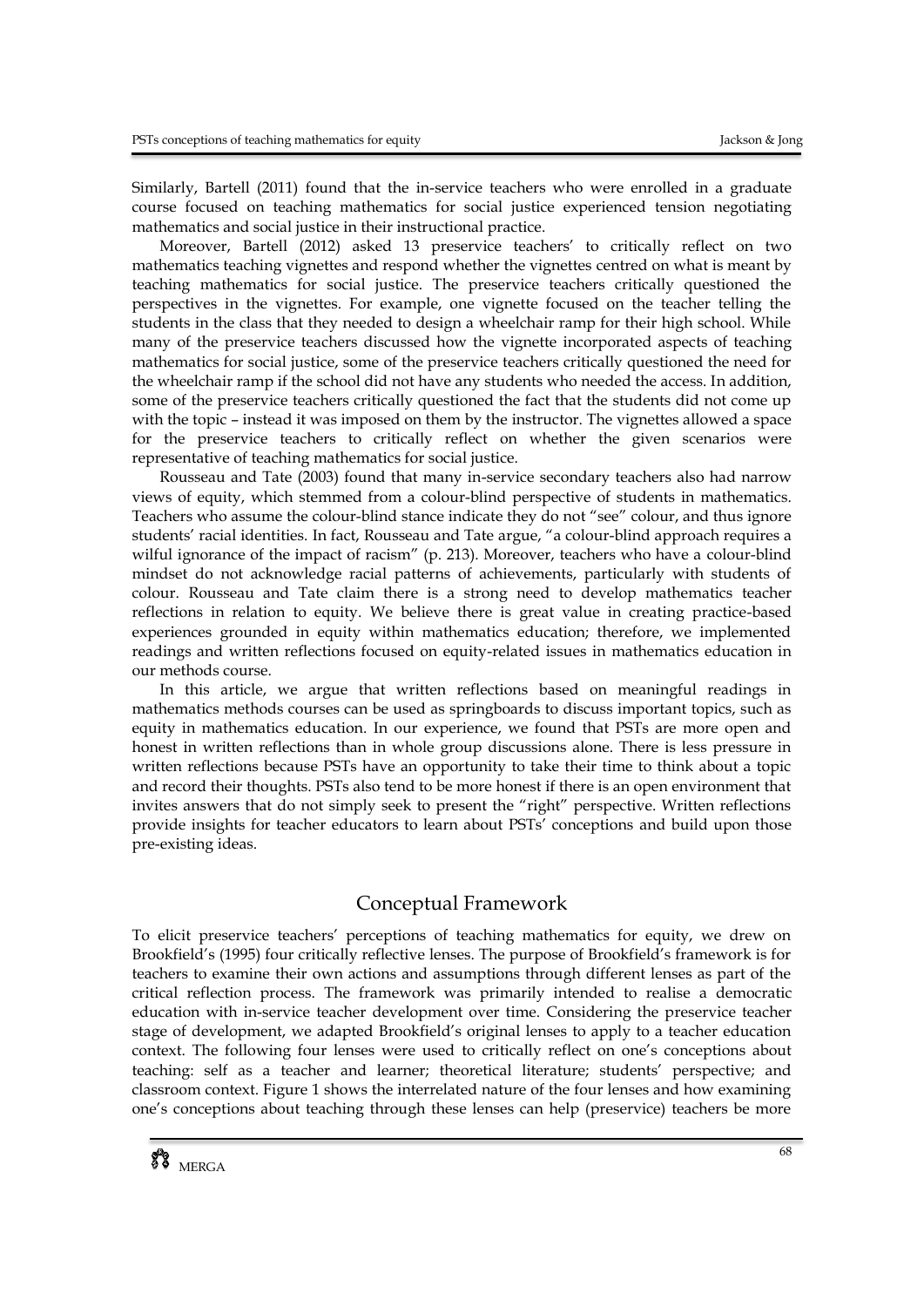Similarly, Bartell (2011) found that the in-service teachers who were enrolled in a graduate course focused on teaching mathematics for social justice experienced tension negotiating mathematics and social justice in their instructional practice.

Moreover, Bartell (2012) asked 13 preservice teachers' to critically reflect on two mathematics teaching vignettes and respond whether the vignettes centred on what is meant by teaching mathematics for social justice. The preservice teachers critically questioned the perspectives in the vignettes. For example, one vignette focused on the teacher telling the students in the class that they needed to design a wheelchair ramp for their high school. While many of the preservice teachers discussed how the vignette incorporated aspects of teaching mathematics for social justice, some of the preservice teachers critically questioned the need for the wheelchair ramp if the school did not have any students who needed the access. In addition, some of the preservice teachers critically questioned the fact that the students did not come up with the topic – instead it was imposed on them by the instructor. The vignettes allowed a space for the preservice teachers to critically reflect on whether the given scenarios were representative of teaching mathematics for social justice.

Rousseau and Tate (2003) found that many in-service secondary teachers also had narrow views of equity, which stemmed from a colour-blind perspective of students in mathematics. Teachers who assume the colour-blind stance indicate they do not "see" colour, and thus ignore students' racial identities. In fact, Rousseau and Tate argue, "a colour-blind approach requires a wilful ignorance of the impact of racism" (p. 213). Moreover, teachers who have a colour-blind mindset do not acknowledge racial patterns of achievements, particularly with students of colour. Rousseau and Tate claim there is a strong need to develop mathematics teacher reflections in relation to equity. We believe there is great value in creating practice-based experiences grounded in equity within mathematics education; therefore, we implemented readings and written reflections focused on equity-related issues in mathematics education in our methods course.

In this article, we argue that written reflections based on meaningful readings in mathematics methods courses can be used as springboards to discuss important topics, such as equity in mathematics education. In our experience, we found that PSTs are more open and honest in written reflections than in whole group discussions alone. There is less pressure in written reflections because PSTs have an opportunity to take their time to think about a topic and record their thoughts. PSTs also tend to be more honest if there is an open environment that invites answers that do not simply seek to present the "right" perspective. Written reflections provide insights for teacher educators to learn about PSTs' conceptions and build upon those pre-existing ideas.

## Conceptual Framework

To elicit preservice teachers' perceptions of teaching mathematics for equity, we drew on Brookfield's (1995) four critically reflective lenses. The purpose of Brookfield's framework is for teachers to examine their own actions and assumptions through different lenses as part of the critical reflection process. The framework was primarily intended to realise a democratic education with in-service teacher development over time. Considering the preservice teacher stage of development, we adapted Brookfield's original lenses to apply to a teacher education context. The following four lenses were used to critically reflect on one's conceptions about teaching: self as a teacher and learner; theoretical literature; students' perspective; and classroom context. Figure 1 shows the interrelated nature of the four lenses and how examining one's conceptions about teaching through these lenses can help (preservice) teachers be more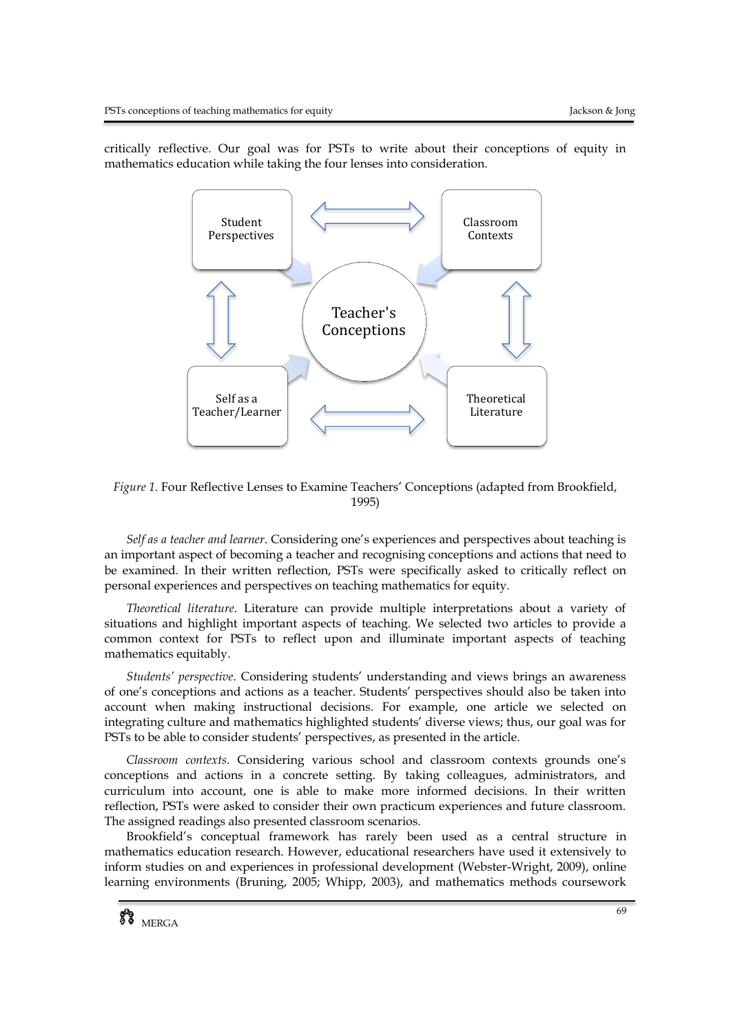critically reflective. Our goal was for PSTs to write about their conceptions of equity in mathematics education while taking the four lenses into consideration.

*Figure 1.* Four Reflective Lenses to Examine Teachers' Conceptions (adapted from Brookfield, 1995)

*Self as a teacher and learner*. Considering one's experiences and perspectives about teaching is an important aspect of becoming a teacher and recognising conceptions and actions that need to be examined. In their written reflection, PSTs were specifically asked to critically reflect on personal experiences and perspectives on teaching mathematics for equity.

*Theoretical literature*. Literature can provide multiple interpretations about a variety of situations and highlight important aspects of teaching. We selected two articles to provide a common context for PSTs to reflect upon and illuminate important aspects of teaching mathematics equitably.

*Students' perspective*. Considering students' understanding and views brings an awareness of one's conceptions and actions as a teacher. Students' perspectives should also be taken into account when making instructional decisions. For example, one article we selected on integrating culture and mathematics highlighted students' diverse views; thus, our goal was for PSTs to be able to consider students' perspectives, as presented in the article.

*Classroom contexts*. Considering various school and classroom contexts grounds one's conceptions and actions in a concrete setting. By taking colleagues, administrators, and curriculum into account, one is able to make more informed decisions. In their written reflection, PSTs were asked to consider their own practicum experiences and future classroom. The assigned readings also presented classroom scenarios.

Brookfield's conceptual framework has rarely been used as a central structure in mathematics education research. However, educational researchers have used it extensively to inform studies on and experiences in professional development (Webster-Wright, 2009), online learning environments (Bruning, 2005; Whipp, 2003), and mathematics methods coursework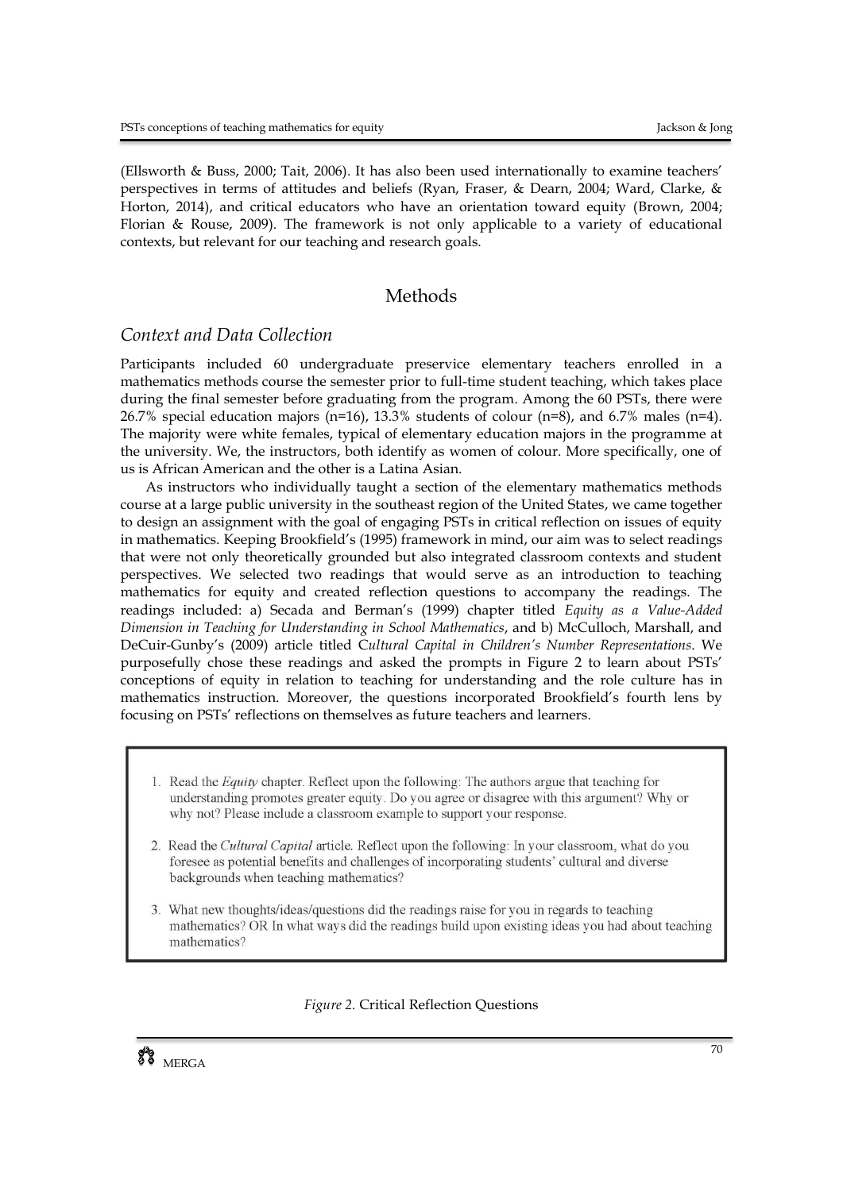(Ellsworth & Buss, 2000; Tait, 2006). It has also been used internationally to examine teachers' perspectives in terms of attitudes and beliefs (Ryan, Fraser, & Dearn, 2004; Ward, Clarke, & Horton, 2014), and critical educators who have an orientation toward equity (Brown, 2004; Florian & Rouse, 2009). The framework is not only applicable to a variety of educational contexts, but relevant for our teaching and research goals.

## Methods

### *Context and Data Collection*

Participants included 60 undergraduate preservice elementary teachers enrolled in a mathematics methods course the semester prior to full-time student teaching, which takes place during the final semester before graduating from the program. Among the 60 PSTs, there were 26.7% special education majors (n=16), 13.3% students of colour (n=8), and 6.7% males (n=4). The majority were white females, typical of elementary education majors in the programme at the university. We, the instructors, both identify as women of colour. More specifically, one of us is African American and the other is a Latina Asian.

As instructors who individually taught a section of the elementary mathematics methods course at a large public university in the southeast region of the United States, we came together to design an assignment with the goal of engaging PSTs in critical reflection on issues of equity in mathematics. Keeping Brookfield's (1995) framework in mind, our aim was to select readings that were not only theoretically grounded but also integrated classroom contexts and student perspectives. We selected two readings that would serve as an introduction to teaching mathematics for equity and created reflection questions to accompany the readings. The readings included: a) Secada and Berman's (1999) chapter titled *Equity as a Value-Added Dimension in Teaching for Understanding in School Mathematics*, and b) McCulloch, Marshall, and DeCuir-Gunby's (2009) article titled *Cultural Capital in Children's Number Representations*. We purposefully chose these readings and asked the prompts in Figure 2 to learn about PSTs' conceptions of equity in relation to teaching for understanding and the role culture has in mathematics instruction. Moreover, the questions incorporated Brookfield's fourth lens by focusing on PSTs' reflections on themselves as future teachers and learners.

1. Read the *Equity* chapter. Reflect upon the following: The authors argue that teaching for understanding promotes greater equity. Do you agree or disagree with this argument? Why or why not? Please include a classroom example to support your response.
2. Read the *Cultural Capital* article. Reflect upon the following: In your classroom, what do you foresee as potential benefits and challenges of incorporating students' cultural and diverse backgrounds when teaching mathematics?
3. What new thoughts/ideas/questions did the readings raise for you in regards to teaching mathematics? OR In what ways did the readings build upon existing ideas you had about teaching mathematics?

*Figure 2.* Critical Reflection Questions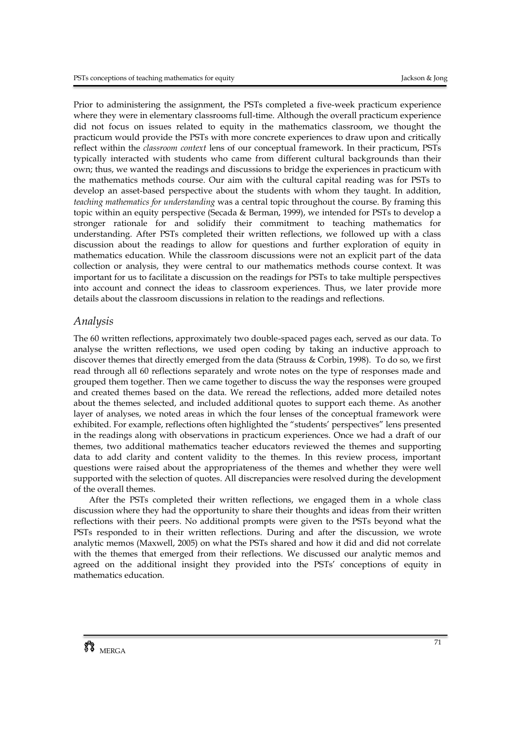Prior to administering the assignment, the PSTs completed a five-week practicum experience where they were in elementary classrooms full-time. Although the overall practicum experience did not focus on issues related to equity in the mathematics classroom, we thought the practicum would provide the PSTs with more concrete experiences to draw upon and critically reflect within the *classroom context* lens of our conceptual framework. In their practicum, PSTs typically interacted with students who came from different cultural backgrounds than their own; thus, we wanted the readings and discussions to bridge the experiences in practicum with the mathematics methods course. Our aim with the cultural capital reading was for PSTs to develop an asset-based perspective about the students with whom they taught. In addition, *teaching mathematics for understanding* was a central topic throughout the course. By framing this topic within an equity perspective (Secada & Berman, 1999), we intended for PSTs to develop a stronger rationale for and solidify their commitment to teaching mathematics for understanding. After PSTs completed their written reflections, we followed up with a class discussion about the readings to allow for questions and further exploration of equity in mathematics education. While the classroom discussions were not an explicit part of the data collection or analysis, they were central to our mathematics methods course context. It was important for us to facilitate a discussion on the readings for PSTs to take multiple perspectives into account and connect the ideas to classroom experiences. Thus, we later provide more details about the classroom discussions in relation to the readings and reflections.

## *Analysis*

The 60 written reflections, approximately two double-spaced pages each, served as our data. To analyse the written reflections, we used open coding by taking an inductive approach to discover themes that directly emerged from the data (Strauss & Corbin, 1998). To do so, we first read through all 60 reflections separately and wrote notes on the type of responses made and grouped them together. Then we came together to discuss the way the responses were grouped and created themes based on the data. We reread the reflections, added more detailed notes about the themes selected, and included additional quotes to support each theme. As another layer of analyses, we noted areas in which the four lenses of the conceptual framework were exhibited. For example, reflections often highlighted the "students' perspectives" lens presented in the readings along with observations in practicum experiences. Once we had a draft of our themes, two additional mathematics teacher educators reviewed the themes and supporting data to add clarity and content validity to the themes. In this review process, important questions were raised about the appropriateness of the themes and whether they were well supported with the selection of quotes. All discrepancies were resolved during the development of the overall themes.

After the PSTs completed their written reflections, we engaged them in a whole class discussion where they had the opportunity to share their thoughts and ideas from their written reflections with their peers. No additional prompts were given to the PSTs beyond what the PSTs responded to in their written reflections. During and after the discussion, we wrote analytic memos (Maxwell, 2005) on what the PSTs shared and how it did and did not correlate with the themes that emerged from their reflections. We discussed our analytic memos and agreed on the additional insight they provided into the PSTs' conceptions of equity in mathematics education.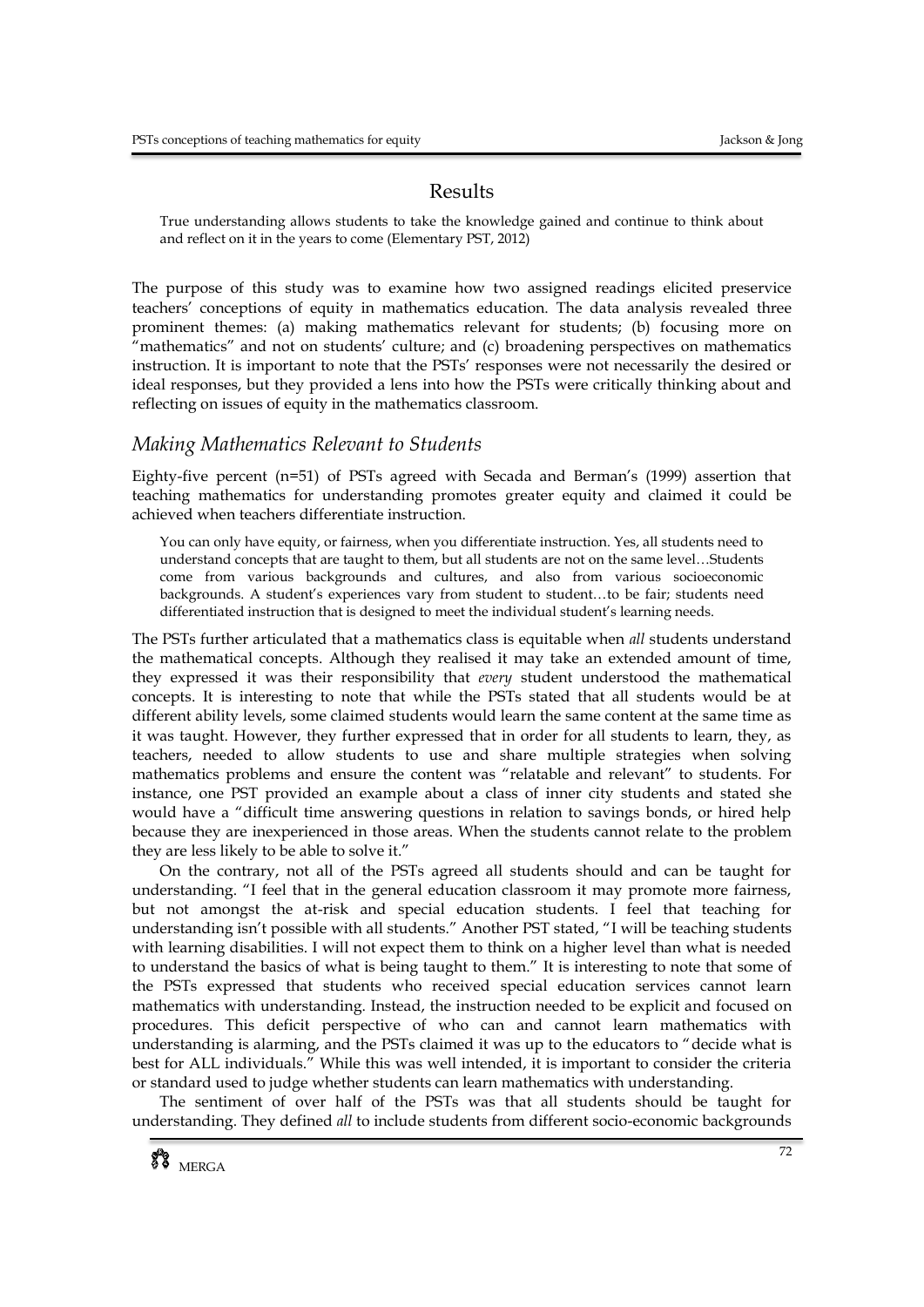## Results

> True understanding allows students to take the knowledge gained and continue to think about and reflect on it in the years to come (Elementary PST, 2012)

The purpose of this study was to examine how two assigned readings elicited preservice teachers' conceptions of equity in mathematics education. The data analysis revealed three prominent themes: (a) making mathematics relevant for students; (b) focusing more on "mathematics" and not on students' culture; and (c) broadening perspectives on mathematics instruction. It is important to note that the PSTs' responses were not necessarily the desired or ideal responses, but they provided a lens into how the PSTs were critically thinking about and reflecting on issues of equity in the mathematics classroom.

### *Making Mathematics Relevant to Students*

Eighty-five percent (n=51) of PSTs agreed with Secada and Berman's (1999) assertion that teaching mathematics for understanding promotes greater equity and claimed it could be achieved when teachers differentiate instruction.

> You can only have equity, or fairness, when you differentiate instruction. Yes, all students need to understand concepts that are taught to them, but all students are not on the same level…Students come from various backgrounds and cultures, and also from various socioeconomic backgrounds. A student's experiences vary from student to student…to be fair; students need differentiated instruction that is designed to meet the individual student's learning needs.

The PSTs further articulated that a mathematics class is equitable when *all* students understand the mathematical concepts. Although they realised it may take an extended amount of time, they expressed it was their responsibility that *every* student understood the mathematical concepts. It is interesting to note that while the PSTs stated that all students would be at different ability levels, some claimed students would learn the same content at the same time as it was taught. However, they further expressed that in order for all students to learn, they, as teachers, needed to allow students to use and share multiple strategies when solving mathematics problems and ensure the content was "relatable and relevant" to students. For instance, one PST provided an example about a class of inner city students and stated she would have a "difficult time answering questions in relation to savings bonds, or hired help because they are inexperienced in those areas. When the students cannot relate to the problem they are less likely to be able to solve it."

On the contrary, not all of the PSTs agreed all students should and can be taught for understanding. "I feel that in the general education classroom it may promote more fairness, but not amongst the at-risk and special education students. I feel that teaching for understanding isn't possible with all students." Another PST stated, "I will be teaching students with learning disabilities. I will not expect them to think on a higher level than what is needed to understand the basics of what is being taught to them." It is interesting to note that some of the PSTs expressed that students who received special education services cannot learn mathematics with understanding. Instead, the instruction needed to be explicit and focused on procedures. This deficit perspective of who can and cannot learn mathematics with understanding is alarming, and the PSTs claimed it was up to the educators to "decide what is best for ALL individuals." While this was well intended, it is important to consider the criteria or standard used to judge whether students can learn mathematics with understanding.

The sentiment of over half of the PSTs was that all students should be taught for understanding. They defined *all* to include students from different socio-economic backgrounds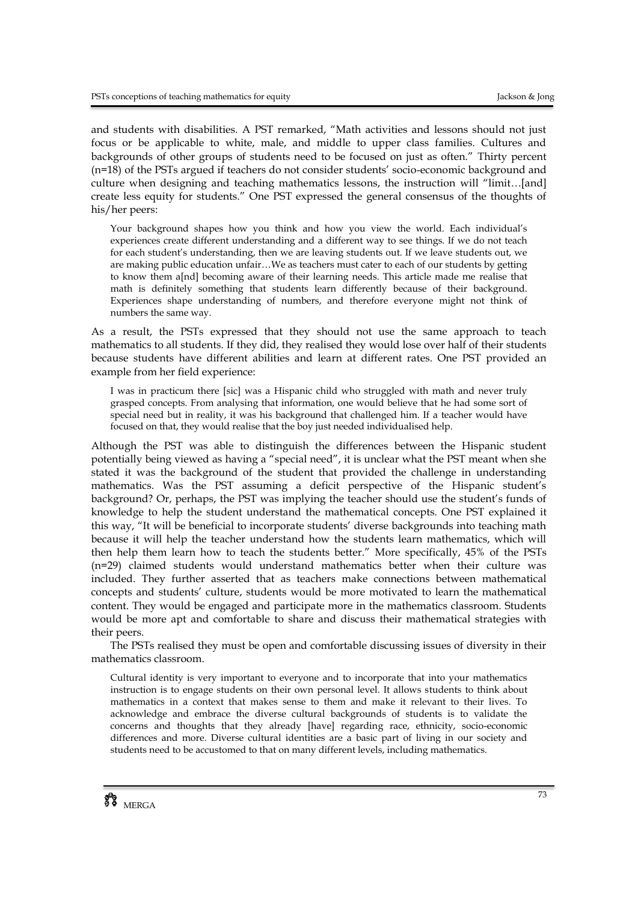and students with disabilities. A PST remarked, "Math activities and lessons should not just focus or be applicable to white, male, and middle to upper class families. Cultures and backgrounds of other groups of students need to be focused on just as often." Thirty percent (n=18) of the PSTs argued if teachers do not consider students' socio-economic background and culture when designing and teaching mathematics lessons, the instruction will "limit…[and] create less equity for students." One PST expressed the general consensus of the thoughts of his/her peers:

> Your background shapes how you think and how you view the world. Each individual's experiences create different understanding and a different way to see things. If we do not teach for each student's understanding, then we are leaving students out. If we leave students out, we are making public education unfair…We as teachers must cater to each of our students by getting to know them a[nd] becoming aware of their learning needs. This article made me realise that math is definitely something that students learn differently because of their background. Experiences shape understanding of numbers, and therefore everyone might not think of numbers the same way.

As a result, the PSTs expressed that they should not use the same approach to teach mathematics to all students. If they did, they realised they would lose over half of their students because students have different abilities and learn at different rates. One PST provided an example from her field experience:

> I was in practicum there [sic] was a Hispanic child who struggled with math and never truly grasped concepts. From analysing that information, one would believe that he had some sort of special need but in reality, it was his background that challenged him. If a teacher would have focused on that, they would realise that the boy just needed individualised help.

Although the PST was able to distinguish the differences between the Hispanic student potentially being viewed as having a "special need", it is unclear what the PST meant when she stated it was the background of the student that provided the challenge in understanding mathematics. Was the PST assuming a deficit perspective of the Hispanic student's background? Or, perhaps, the PST was implying the teacher should use the student's funds of knowledge to help the student understand the mathematical concepts. One PST explained it this way, "It will be beneficial to incorporate students' diverse backgrounds into teaching math because it will help the teacher understand how the students learn mathematics, which will then help them learn how to teach the students better." More specifically, 45% of the PSTs (n=29) claimed students would understand mathematics better when their culture was included. They further asserted that as teachers make connections between mathematical concepts and students' culture, students would be more motivated to learn the mathematical content. They would be engaged and participate more in the mathematics classroom. Students would be more apt and comfortable to share and discuss their mathematical strategies with their peers.

The PSTs realised they must be open and comfortable discussing issues of diversity in their mathematics classroom.

> Cultural identity is very important to everyone and to incorporate that into your mathematics instruction is to engage students on their own personal level. It allows students to think about mathematics in a context that makes sense to them and make it relevant to their lives. To acknowledge and embrace the diverse cultural backgrounds of students is to validate the concerns and thoughts that they already [have] regarding race, ethnicity, socio-economic differences and more. Diverse cultural identities are a basic part of living in our society and students need to be accustomed to that on many different levels, including mathematics.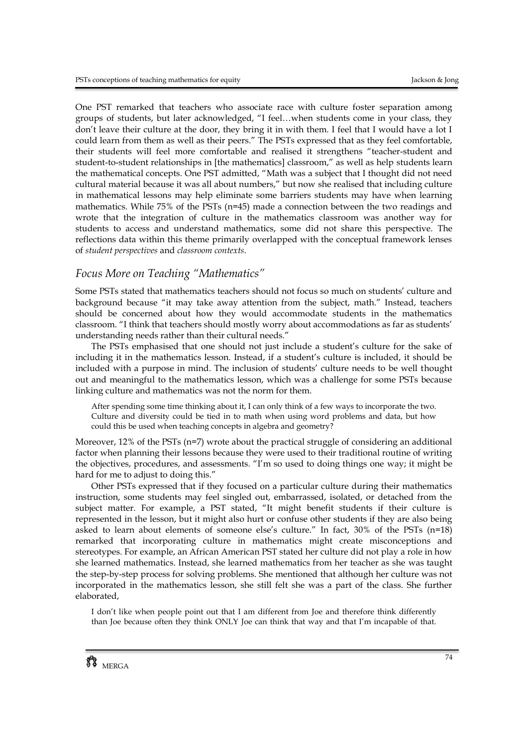One PST remarked that teachers who associate race with culture foster separation among groups of students, but later acknowledged, "I feel…when students come in your class, they don't leave their culture at the door, they bring it in with them. I feel that I would have a lot I could learn from them as well as their peers." The PSTs expressed that as they feel comfortable, their students will feel more comfortable and realised it strengthens "teacher-student and student-to-student relationships in [the mathematics] classroom," as well as help students learn the mathematical concepts. One PST admitted, "Math was a subject that I thought did not need cultural material because it was all about numbers," but now she realised that including culture in mathematical lessons may help eliminate some barriers students may have when learning mathematics. While 75% of the PSTs (n=45) made a connection between the two readings and wrote that the integration of culture in the mathematics classroom was another way for students to access and understand mathematics, some did not share this perspective. The reflections data within this theme primarily overlapped with the conceptual framework lenses of *student perspectives* and *classroom contexts*.

## *Focus More on Teaching "Mathematics"*

Some PSTs stated that mathematics teachers should not focus so much on students' culture and background because "it may take away attention from the subject, math." Instead, teachers should be concerned about how they would accommodate students in the mathematics classroom. "I think that teachers should mostly worry about accommodations as far as students' understanding needs rather than their cultural needs."

The PSTs emphasised that one should not just include a student's culture for the sake of including it in the mathematics lesson. Instead, if a student's culture is included, it should be included with a purpose in mind. The inclusion of students' culture needs to be well thought out and meaningful to the mathematics lesson, which was a challenge for some PSTs because linking culture and mathematics was not the norm for them.

> After spending some time thinking about it, I can only think of a few ways to incorporate the two. Culture and diversity could be tied in to math when using word problems and data, but how could this be used when teaching concepts in algebra and geometry?

Moreover, 12% of the PSTs (n=7) wrote about the practical struggle of considering an additional factor when planning their lessons because they were used to their traditional routine of writing the objectives, procedures, and assessments. "I'm so used to doing things one way; it might be hard for me to adjust to doing this."

Other PSTs expressed that if they focused on a particular culture during their mathematics instruction, some students may feel singled out, embarrassed, isolated, or detached from the subject matter. For example, a PST stated, "It might benefit students if their culture is represented in the lesson, but it might also hurt or confuse other students if they are also being asked to learn about elements of someone else's culture." In fact, 30% of the PSTs (n=18) remarked that incorporating culture in mathematics might create misconceptions and stereotypes. For example, an African American PST stated her culture did not play a role in how she learned mathematics. Instead, she learned mathematics from her teacher as she was taught the step-by-step process for solving problems. She mentioned that although her culture was not incorporated in the mathematics lesson, she still felt she was a part of the class. She further elaborated,

> I don't like when people point out that I am different from Joe and therefore think differently than Joe because often they think ONLY Joe can think that way and that I'm incapable of that.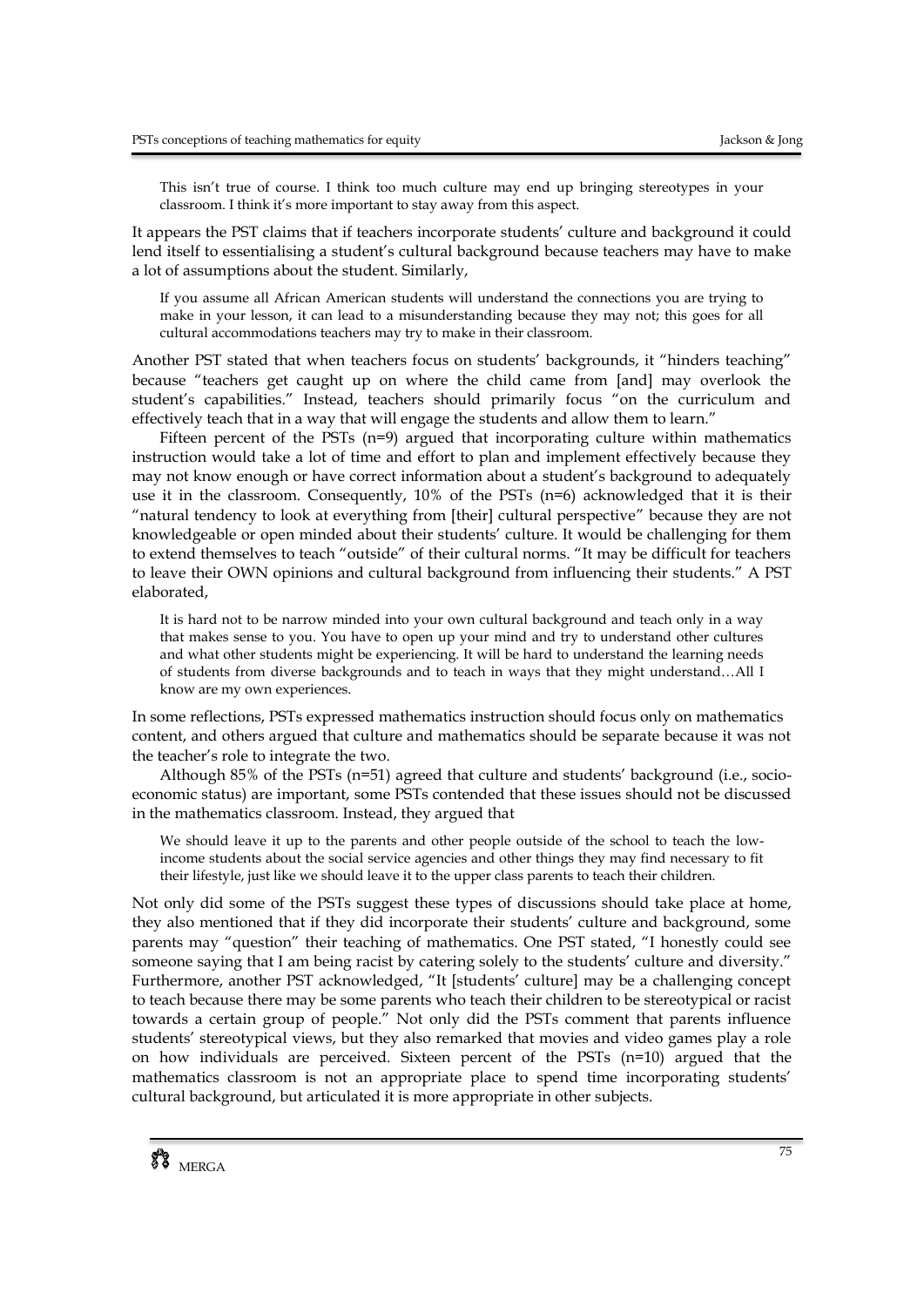> This isn't true of course. I think too much culture may end up bringing stereotypes in your classroom. I think it's more important to stay away from this aspect.

It appears the PST claims that if teachers incorporate students' culture and background it could lend itself to essentialising a student's cultural background because teachers may have to make a lot of assumptions about the student. Similarly,

> If you assume all African American students will understand the connections you are trying to make in your lesson, it can lead to a misunderstanding because they may not; this goes for all cultural accommodations teachers may try to make in their classroom.

Another PST stated that when teachers focus on students' backgrounds, it "hinders teaching" because "teachers get caught up on where the child came from [and] may overlook the student's capabilities." Instead, teachers should primarily focus "on the curriculum and effectively teach that in a way that will engage the students and allow them to learn."

Fifteen percent of the PSTs (n=9) argued that incorporating culture within mathematics instruction would take a lot of time and effort to plan and implement effectively because they may not know enough or have correct information about a student's background to adequately use it in the classroom. Consequently, 10% of the PSTs (n=6) acknowledged that it is their "natural tendency to look at everything from [their] cultural perspective" because they are not knowledgeable or open minded about their students' culture. It would be challenging for them to extend themselves to teach "outside" of their cultural norms. "It may be difficult for teachers to leave their OWN opinions and cultural background from influencing their students." A PST elaborated,

> It is hard not to be narrow minded into your own cultural background and teach only in a way that makes sense to you. You have to open up your mind and try to understand other cultures and what other students might be experiencing. It will be hard to understand the learning needs of students from diverse backgrounds and to teach in ways that they might understand…All I know are my own experiences.

In some reflections, PSTs expressed mathematics instruction should focus only on mathematics content, and others argued that culture and mathematics should be separate because it was not the teacher's role to integrate the two.

Although 85% of the PSTs (n=51) agreed that culture and students' background (i.e., socio-economic status) are important, some PSTs contended that these issues should not be discussed in the mathematics classroom. Instead, they argued that

> We should leave it up to the parents and other people outside of the school to teach the low-income students about the social service agencies and other things they may find necessary to fit their lifestyle, just like we should leave it to the upper class parents to teach their children.

Not only did some of the PSTs suggest these types of discussions should take place at home, they also mentioned that if they did incorporate their students' culture and background, some parents may "question" their teaching of mathematics. One PST stated, "I honestly could see someone saying that I am being racist by catering solely to the students' culture and diversity." Furthermore, another PST acknowledged, "It [students' culture] may be a challenging concept to teach because there may be some parents who teach their children to be stereotypical or racist towards a certain group of people." Not only did the PSTs comment that parents influence students' stereotypical views, but they also remarked that movies and video games play a role on how individuals are perceived. Sixteen percent of the PSTs (n=10) argued that the mathematics classroom is not an appropriate place to spend time incorporating students' cultural background, but articulated it is more appropriate in other subjects.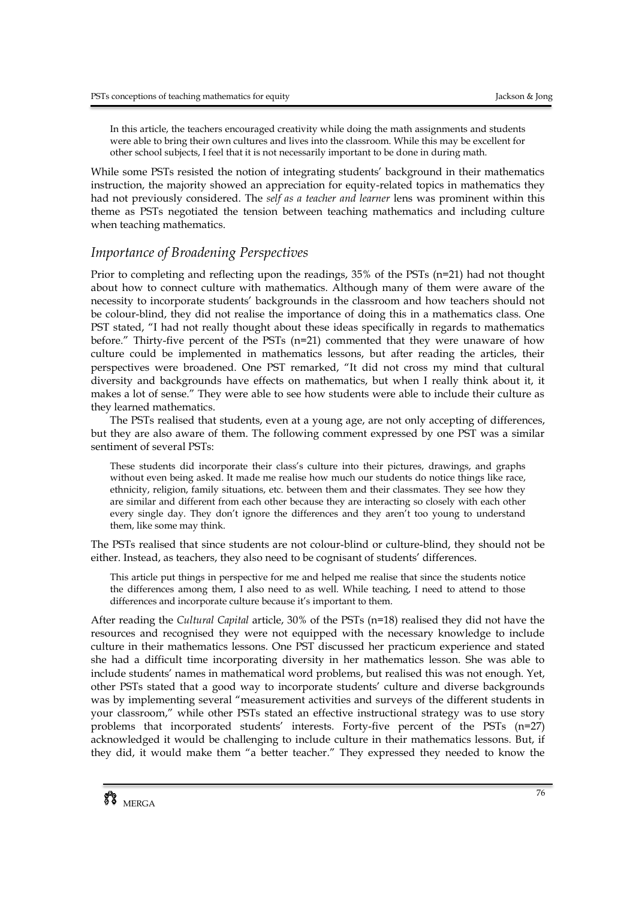> In this article, the teachers encouraged creativity while doing the math assignments and students were able to bring their own cultures and lives into the classroom. While this may be excellent for other school subjects, I feel that it is not necessarily important to be done in during math.

While some PSTs resisted the notion of integrating students' background in their mathematics instruction, the majority showed an appreciation for equity-related topics in mathematics they had not previously considered. The *self as a teacher and learner* lens was prominent within this theme as PSTs negotiated the tension between teaching mathematics and including culture when teaching mathematics.

## *Importance of Broadening Perspectives*

Prior to completing and reflecting upon the readings, 35% of the PSTs (n=21) had not thought about how to connect culture with mathematics. Although many of them were aware of the necessity to incorporate students' backgrounds in the classroom and how teachers should not be colour-blind, they did not realise the importance of doing this in a mathematics class. One PST stated, "I had not really thought about these ideas specifically in regards to mathematics before." Thirty-five percent of the PSTs (n=21) commented that they were unaware of how culture could be implemented in mathematics lessons, but after reading the articles, their perspectives were broadened. One PST remarked, "It did not cross my mind that cultural diversity and backgrounds have effects on mathematics, but when I really think about it, it makes a lot of sense." They were able to see how students were able to include their culture as they learned mathematics.

The PSTs realised that students, even at a young age, are not only accepting of differences, but they are also aware of them. The following comment expressed by one PST was a similar sentiment of several PSTs:

> These students did incorporate their class's culture into their pictures, drawings, and graphs without even being asked. It made me realise how much our students do notice things like race, ethnicity, religion, family situations, etc. between them and their classmates. They see how they are similar and different from each other because they are interacting so closely with each other every single day. They don't ignore the differences and they aren't too young to understand them, like some may think.

The PSTs realised that since students are not colour-blind or culture-blind, they should not be either. Instead, as teachers, they also need to be cognisant of students' differences.

> This article put things in perspective for me and helped me realise that since the students notice the differences among them, I also need to as well. While teaching, I need to attend to those differences and incorporate culture because it's important to them.

After reading the *Cultural Capital* article, 30% of the PSTs (n=18) realised they did not have the resources and recognised they were not equipped with the necessary knowledge to include culture in their mathematics lessons. One PST discussed her practicum experience and stated she had a difficult time incorporating diversity in her mathematics lesson. She was able to include students' names in mathematical word problems, but realised this was not enough. Yet, other PSTs stated that a good way to incorporate students' culture and diverse backgrounds was by implementing several "measurement activities and surveys of the different students in your classroom," while other PSTs stated an effective instructional strategy was to use story problems that incorporated students' interests. Forty-five percent of the PSTs (n=27) acknowledged it would be challenging to include culture in their mathematics lessons. But, if they did, it would make them "a better teacher." They expressed they needed to know the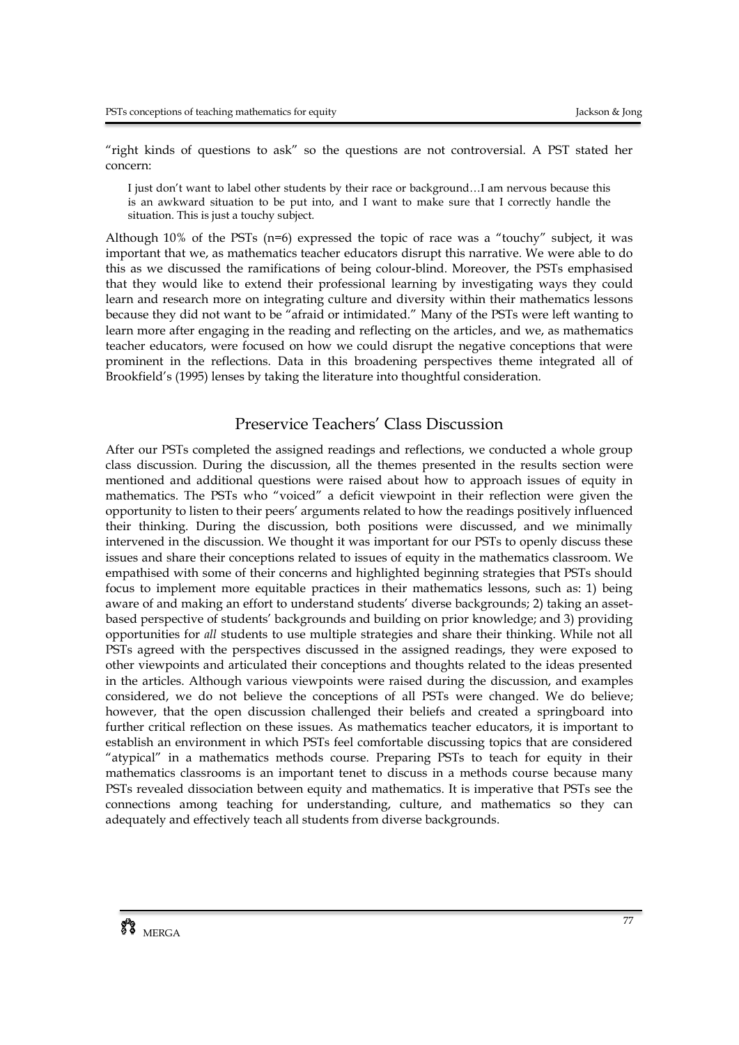"right kinds of questions to ask" so the questions are not controversial. A PST stated her concern:

> I just don't want to label other students by their race or background…I am nervous because this is an awkward situation to be put into, and I want to make sure that I correctly handle the situation. This is just a touchy subject.

Although 10% of the PSTs (n=6) expressed the topic of race was a "touchy" subject, it was important that we, as mathematics teacher educators disrupt this narrative. We were able to do this as we discussed the ramifications of being colour-blind. Moreover, the PSTs emphasised that they would like to extend their professional learning by investigating ways they could learn and research more on integrating culture and diversity within their mathematics lessons because they did not want to be "afraid or intimidated." Many of the PSTs were left wanting to learn more after engaging in the reading and reflecting on the articles, and we, as mathematics teacher educators, were focused on how we could disrupt the negative conceptions that were prominent in the reflections. Data in this broadening perspectives theme integrated all of Brookfield's (1995) lenses by taking the literature into thoughtful consideration.

## Preservice Teachers' Class Discussion

After our PSTs completed the assigned readings and reflections, we conducted a whole group class discussion. During the discussion, all the themes presented in the results section were mentioned and additional questions were raised about how to approach issues of equity in mathematics. The PSTs who "voiced" a deficit viewpoint in their reflection were given the opportunity to listen to their peers' arguments related to how the readings positively influenced their thinking. During the discussion, both positions were discussed, and we minimally intervened in the discussion. We thought it was important for our PSTs to openly discuss these issues and share their conceptions related to issues of equity in the mathematics classroom. We empathised with some of their concerns and highlighted beginning strategies that PSTs should focus to implement more equitable practices in their mathematics lessons, such as: 1) being aware of and making an effort to understand students' diverse backgrounds; 2) taking an asset-based perspective of students' backgrounds and building on prior knowledge; and 3) providing opportunities for *all* students to use multiple strategies and share their thinking. While not all PSTs agreed with the perspectives discussed in the assigned readings, they were exposed to other viewpoints and articulated their conceptions and thoughts related to the ideas presented in the articles. Although various viewpoints were raised during the discussion, and examples considered, we do not believe the conceptions of all PSTs were changed. We do believe; however, that the open discussion challenged their beliefs and created a springboard into further critical reflection on these issues. As mathematics teacher educators, it is important to establish an environment in which PSTs feel comfortable discussing topics that are considered "atypical" in a mathematics methods course. Preparing PSTs to teach for equity in their mathematics classrooms is an important tenet to discuss in a methods course because many PSTs revealed dissociation between equity and mathematics. It is imperative that PSTs see the connections among teaching for understanding, culture, and mathematics so they can adequately and effectively teach all students from diverse backgrounds.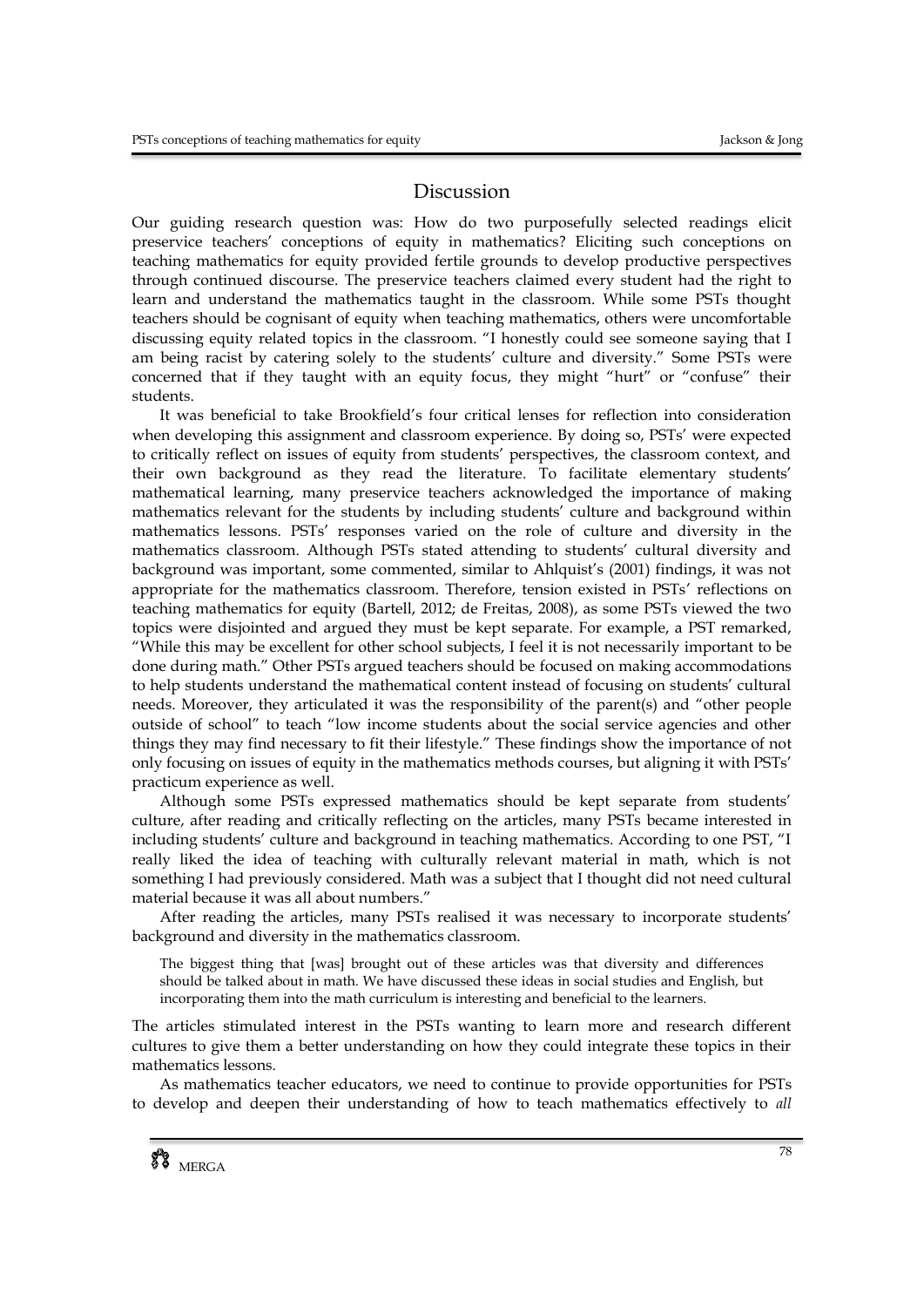## Discussion

Our guiding research question was: How do two purposefully selected readings elicit preservice teachers' conceptions of equity in mathematics? Eliciting such conceptions on teaching mathematics for equity provided fertile grounds to develop productive perspectives through continued discourse. The preservice teachers claimed every student had the right to learn and understand the mathematics taught in the classroom. While some PSTs thought teachers should be cognisant of equity when teaching mathematics, others were uncomfortable discussing equity related topics in the classroom. "I honestly could see someone saying that I am being racist by catering solely to the students' culture and diversity." Some PSTs were concerned that if they taught with an equity focus, they might "hurt" or "confuse" their students.

It was beneficial to take Brookfield's four critical lenses for reflection into consideration when developing this assignment and classroom experience. By doing so, PSTs' were expected to critically reflect on issues of equity from students' perspectives, the classroom context, and their own background as they read the literature. To facilitate elementary students' mathematical learning, many preservice teachers acknowledged the importance of making mathematics relevant for the students by including students' culture and background within mathematics lessons. PSTs' responses varied on the role of culture and diversity in the mathematics classroom. Although PSTs stated attending to students' cultural diversity and background was important, some commented, similar to Ahlquist's (2001) findings, it was not appropriate for the mathematics classroom. Therefore, tension existed in PSTs' reflections on teaching mathematics for equity (Bartell, 2012; de Freitas, 2008), as some PSTs viewed the two topics were disjointed and argued they must be kept separate. For example, a PST remarked, "While this may be excellent for other school subjects, I feel it is not necessarily important to be done during math." Other PSTs argued teachers should be focused on making accommodations to help students understand the mathematical content instead of focusing on students' cultural needs. Moreover, they articulated it was the responsibility of the parent(s) and "other people outside of school" to teach "low income students about the social service agencies and other things they may find necessary to fit their lifestyle." These findings show the importance of not only focusing on issues of equity in the mathematics methods courses, but aligning it with PSTs' practicum experience as well.

Although some PSTs expressed mathematics should be kept separate from students' culture, after reading and critically reflecting on the articles, many PSTs became interested in including students' culture and background in teaching mathematics. According to one PST, "I really liked the idea of teaching with culturally relevant material in math, which is not something I had previously considered. Math was a subject that I thought did not need cultural material because it was all about numbers."

After reading the articles, many PSTs realised it was necessary to incorporate students' background and diversity in the mathematics classroom.

> The biggest thing that [was] brought out of these articles was that diversity and differences should be talked about in math. We have discussed these ideas in social studies and English, but incorporating them into the math curriculum is interesting and beneficial to the learners.

The articles stimulated interest in the PSTs wanting to learn more and research different cultures to give them a better understanding on how they could integrate these topics in their mathematics lessons.

As mathematics teacher educators, we need to continue to provide opportunities for PSTs to develop and deepen their understanding of how to teach mathematics effectively to *all*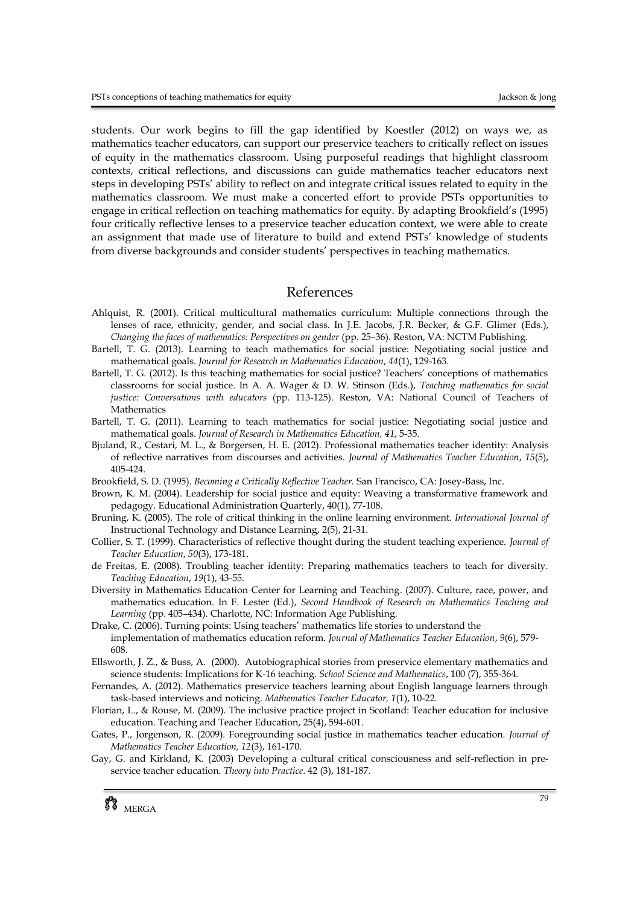students. Our work begins to fill the gap identified by Koestler (2012) on ways we, as mathematics teacher educators, can support our preservice teachers to critically reflect on issues of equity in the mathematics classroom. Using purposeful readings that highlight classroom contexts, critical reflections, and discussions can guide mathematics teacher educators next steps in developing PSTs' ability to reflect on and integrate critical issues related to equity in the mathematics classroom. We must make a concerted effort to provide PSTs opportunities to engage in critical reflection on teaching mathematics for equity. By adapting Brookfield's (1995) four critically reflective lenses to a preservice teacher education context, we were able to create an assignment that made use of literature to build and extend PSTs' knowledge of students from diverse backgrounds and consider students' perspectives in teaching mathematics.

## References

Ahlquist, R. (2001). Critical multicultural mathematics curriculum: Multiple connections through the lenses of race, ethnicity, gender, and social class. In J.E. Jacobs, J.R. Becker, & G.F. Glimer (Eds.), *Changing the faces of mathematics: Perspectives on gender* (pp. 25–36). Reston, VA: NCTM Publishing.

Bartell, T. G. (2013). Learning to teach mathematics for social justice: Negotiating social justice and mathematical goals. *Journal for Research in Mathematics Education*, *44*(1), 129-163.

Bartell, T. G. (2012). Is this teaching mathematics for social justice? Teachers' conceptions of mathematics classrooms for social justice. In A. A. Wager & D. W. Stinson (Eds.), *Teaching mathematics for social justice: Conversations with educators* (pp. 113-125). Reston, VA: National Council of Teachers of Mathematics

Bartell, T. G. (2011). Learning to teach mathematics for social justice: Negotiating social justice and mathematical goals. *Journal of Research in Mathematics Education, 41*, 5-35.

Bjuland, R., Cestari, M. L., & Borgersen, H. E. (2012). Professional mathematics teacher identity: Analysis of reflective narratives from discourses and activities. *Journal of Mathematics Teacher Education*, *15*(5), 405-424.

Brookfield, S. D. (1995). *Becoming a Critically Reflective Teacher.* San Francisco, CA: Josey-Bass, Inc.

Brown, K. M. (2004). Leadership for social justice and equity: Weaving a transformative framework and pedagogy. Educational Administration Quarterly, 40(1), 77-108.

Bruning, K. (2005). The role of critical thinking in the online learning environment. *International Journal of* Instructional Technology and Distance Learning, 2(5), 21-31.

Collier, S. T. (1999). Characteristics of reflective thought during the student teaching experience. *Journal of Teacher Education*, *50*(3), 173-181.

de Freitas, E. (2008). Troubling teacher identity: Preparing mathematics teachers to teach for diversity. *Teaching Education*, *19*(1), 43-55.

Diversity in Mathematics Education Center for Learning and Teaching. (2007). Culture, race, power, and mathematics education. In F. Lester (Ed.), *Second Handbook of Research on Mathematics Teaching and Learning* (pp. 405–434). Charlotte, NC: Information Age Publishing.

Drake, C. (2006). Turning points: Using teachers' mathematics life stories to understand the implementation of mathematics education reform. *Journal of Mathematics Teacher Education*, *9*(6), 579-608.

Ellsworth, J. Z., & Buss, A. (2000). Autobiographical stories from preservice elementary mathematics and science students: Implications for K-16 teaching. *School Science and Mathematics*, 100 (7), 355-364.

Fernandes, A. (2012). Mathematics preservice teachers learning about English language learners through task-based interviews and noticing. *Mathematics Teacher Educator, 1*(1), 10-22.

Florian, L., & Rouse, M. (2009). The inclusive practice project in Scotland: Teacher education for inclusive education. Teaching and Teacher Education, 25(4), 594-601.

Gates, P., Jorgenson, R. (2009). Foregrounding social justice in mathematics teacher education. *Journal of Mathematics Teacher Education, 12*(3), 161-170.

Gay, G. and Kirkland, K. (2003) Developing a cultural critical consciousness and self-reflection in pre-service teacher education. *Theory into Practice*. 42 (3), 181-187.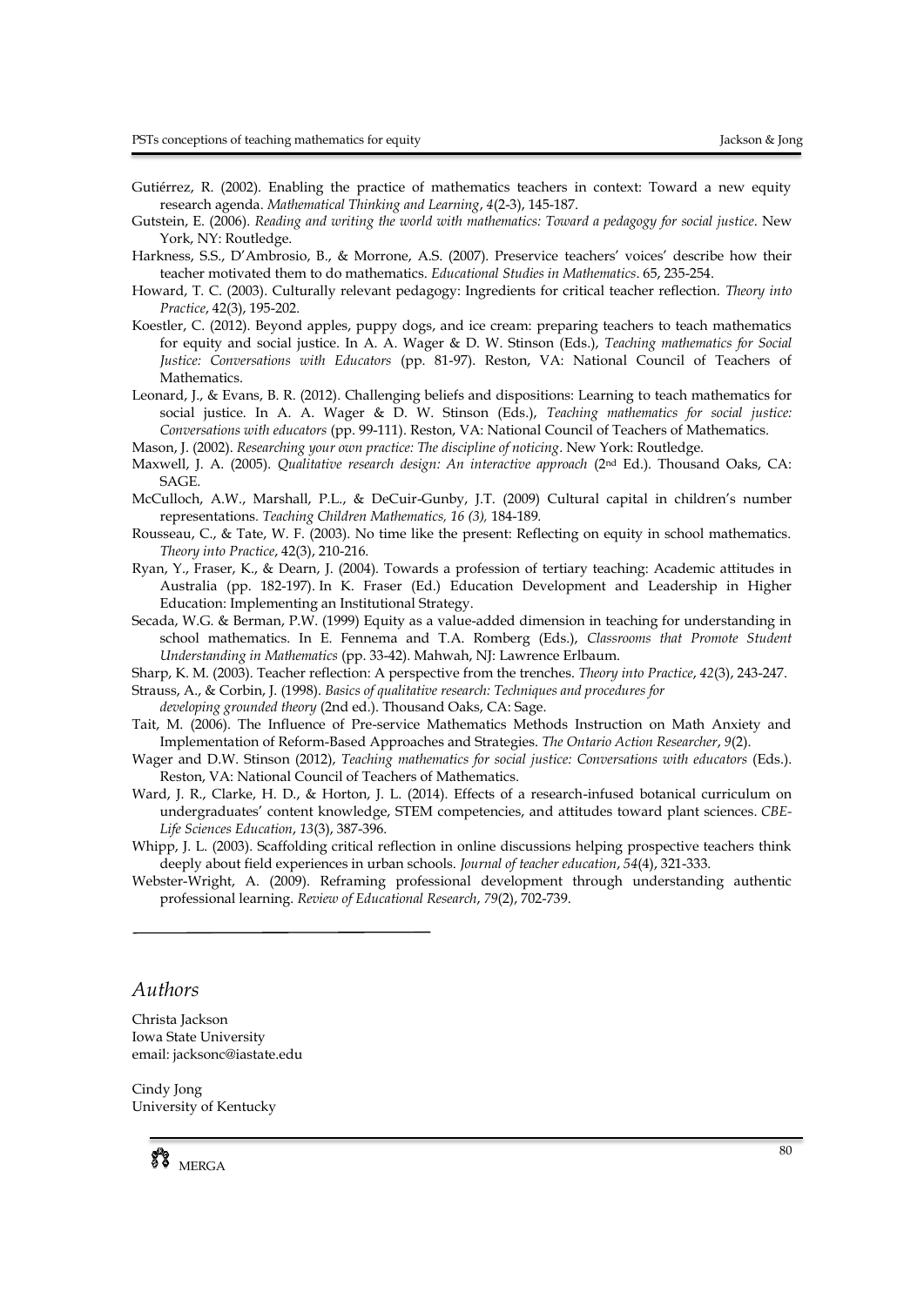Gutiérrez, R. (2002). Enabling the practice of mathematics teachers in context: Toward a new equity research agenda. *Mathematical Thinking and Learning*, *4*(2-3), 145-187.

Gutstein, E. (2006). *Reading and writing the world with mathematics: Toward a pedagogy for social justice*. New York, NY: Routledge.

Harkness, S.S., D'Ambrosio, B., & Morrone, A.S. (2007). Preservice teachers' voices' describe how their teacher motivated them to do mathematics. *Educational Studies in Mathematics*. 65, 235-254.

Howard, T. C. (2003). Culturally relevant pedagogy: Ingredients for critical teacher reflection. *Theory into Practice*, 42(3), 195-202.

Koestler, C. (2012). Beyond apples, puppy dogs, and ice cream: preparing teachers to teach mathematics for equity and social justice. In A. A. Wager & D. W. Stinson (Eds.), *Teaching mathematics for Social Justice: Conversations with Educators* (pp. 81-97). Reston, VA: National Council of Teachers of Mathematics.

Leonard, J., & Evans, B. R. (2012). Challenging beliefs and dispositions: Learning to teach mathematics for social justice. In A. A. Wager & D. W. Stinson (Eds.), *Teaching mathematics for social justice: Conversations with educators* (pp. 99-111). Reston, VA: National Council of Teachers of Mathematics.

Mason, J. (2002). *Researching your own practice: The discipline of noticing*. New York: Routledge.

Maxwell, J. A. (2005). *Qualitative research design: An interactive approach* (2nd Ed.). Thousand Oaks, CA: SAGE.

McCulloch, A.W., Marshall, P.L., & DeCuir-Gunby, J.T. (2009) Cultural capital in children's number representations. *Teaching Children Mathematics, 16 (3),* 184-189.

Rousseau, C., & Tate, W. F. (2003). No time like the present: Reflecting on equity in school mathematics. *Theory into Practice*, 42(3), 210-216.

Ryan, Y., Fraser, K., & Dearn, J. (2004). Towards a profession of tertiary teaching: Academic attitudes in Australia (pp. 182-197). In K. Fraser (Ed.) Education Development and Leadership in Higher Education: Implementing an Institutional Strategy.

Secada, W.G. & Berman, P.W. (1999) Equity as a value-added dimension in teaching for understanding in school mathematics. In E. Fennema and T.A. Romberg (Eds.), *Classrooms that Promote Student Understanding in Mathematics* (pp. 33-42). Mahwah, NJ: Lawrence Erlbaum.

Sharp, K. M. (2003). Teacher reflection: A perspective from the trenches. *Theory into Practice*, *42*(3), 243-247.

Strauss, A., & Corbin, J. (1998). *Basics of qualitative research: Techniques and procedures for developing grounded theory* (2nd ed.). Thousand Oaks, CA: Sage.

Tait, M. (2006). The Influence of Pre-service Mathematics Methods Instruction on Math Anxiety and Implementation of Reform-Based Approaches and Strategies. *The Ontario Action Researcher*, *9*(2).

Wager and D.W. Stinson (2012), *Teaching mathematics for social justice: Conversations with educators* (Eds.). Reston, VA: National Council of Teachers of Mathematics.

Ward, J. R., Clarke, H. D., & Horton, J. L. (2014). Effects of a research-infused botanical curriculum on undergraduates' content knowledge, STEM competencies, and attitudes toward plant sciences. *CBE-Life Sciences Education*, *13*(3), 387-396.

Whipp, J. L. (2003). Scaffolding critical reflection in online discussions helping prospective teachers think deeply about field experiences in urban schools. *Journal of teacher education*, *54*(4), 321-333.

Webster-Wright, A. (2009). Reframing professional development through understanding authentic professional learning. *Review of Educational Research*, *79*(2), 702-739.

---

## *Authors*

Christa Jackson
Iowa State University
email: jacksonc@iastate.edu

Cindy Jong
University of Kentucky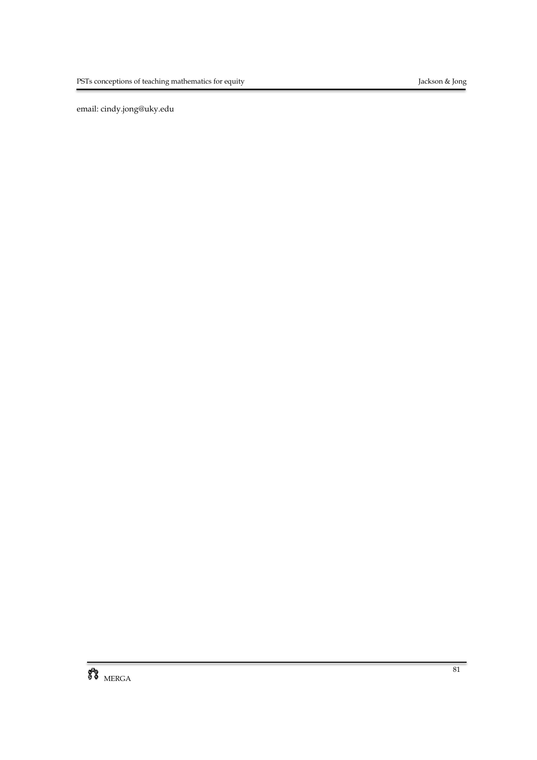email: cindy.jong@uky.edu